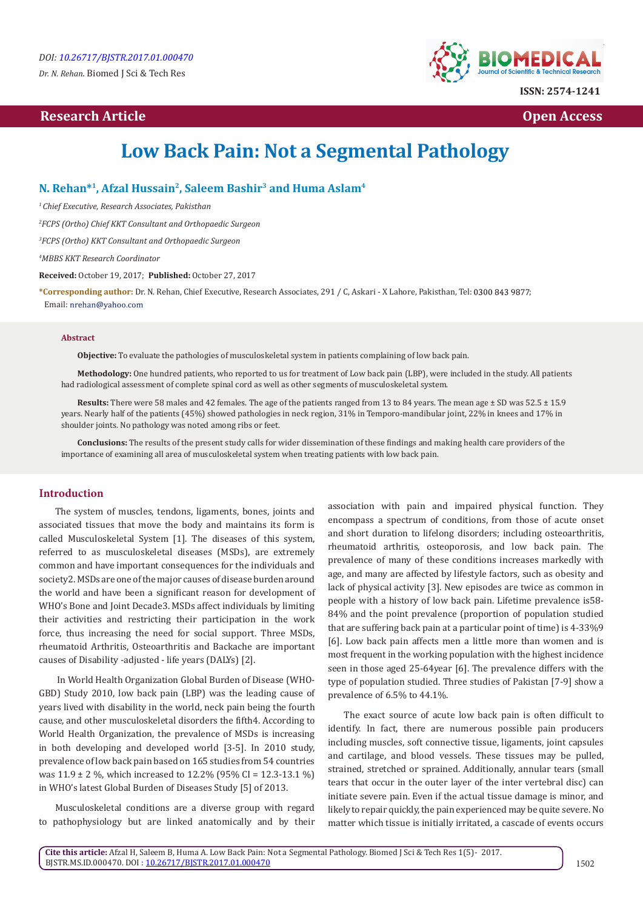Research Article

Open Access

# Low Back Pain: Not a Segmental Pathology

**N. Rehan*[1], Afzal Hussain[2], Saleem Bashir[3] and Huma Aslam[4]**

*[1] Chief Executive, Research Associates, Pakistan*

*[2]FCPS (Ortho) Chief KKT Consultant and Orthopaedic Surgeon*

*[3]FCPS (Ortho) KKT Consultant and Orthopaedic Surgeon*

*[4]MBBS KKT Research Coordinator*

**Received:** October 19, 2017; **Published:** October 27, 2017

***Corresponding author:** Dr. N. Rehan, Chief Executive, Research Associates, 291 / C, Askari - X Lahore, Pakistan, Tel: 0300 843 9877; Email: nrehan@yahoo.com

## Abstract

**Objective:** To evaluate the pathologies of musculoskeletal system in patients complaining of low back pain.

**Methodology:** One hundred patients, who reported to us for treatment of Low back pain (LBP), were included in the study. All patients had radiological assessment of complete spinal cord as well as other segments of musculoskeletal system.

**Results:** There were 58 males and 42 females. The age of the patients ranged from 13 to 84 years. The mean age ± SD was 52.5 ± 15.9 years. Nearly half of the patients (45%) showed pathologies in neck region, 31% in Temporo-mandibular joint, 22% in knees and 17% in shoulder joints. No pathology was noted among ribs or feet.

**Conclusions:** The results of the present study calls for wider dissemination of these findings and making health care providers of the importance of examining all area of musculoskeletal system when treating patients with low back pain.

## Introduction

The system of muscles, tendons, ligaments, bones, joints and associated tissues that move the body and maintains its form is called Musculoskeletal System [1]. The diseases of this system, referred to as musculoskeletal diseases (MSDs), are extremely common and have important consequences for the individuals and society2. MSDs are one of the major causes of disease burden around the world and have been a significant reason for development of WHO's Bone and Joint Decade3. MSDs affect individuals by limiting their activities and restricting their participation in the work force, thus increasing the need for social support. Three MSDs, rheumatoid Arthritis, Osteoarthritis and Backache are important causes of Disability -adjusted - life years (DALYs) [2].

In World Health Organization Global Burden of Disease (WHO-GBD) Study 2010, low back pain (LBP) was the leading cause of years lived with disability in the world, neck pain being the fourth cause, and other musculoskeletal disorders the fifth4. According to World Health Organization, the prevalence of MSDs is increasing in both developing and developed world [3-5]. In 2010 study, prevalence of low back pain based on 165 studies from 54 countries was 11.9 ± 2 %, which increased to 12.2% (95% CI = 12.3-13.1 %) in WHO's latest Global Burden of Diseases Study [5] of 2013.

Musculoskeletal conditions are a diverse group with regard to pathophysiology but are linked anatomically and by their association with pain and impaired physical function. They encompass a spectrum of conditions, from those of acute onset and short duration to lifelong disorders; including osteoarthritis, rheumatoid arthritis, osteoporosis, and low back pain. The prevalence of many of these conditions increases markedly with age, and many are affected by lifestyle factors, such as obesity and lack of physical activity [3]. New episodes are twice as common in people with a history of low back pain. Lifetime prevalence is58-84% and the point prevalence (proportion of population studied that are suffering back pain at a particular point of time) is 4-33%9 [6]. Low back pain affects men a little more than women and is most frequent in the working population with the highest incidence seen in those aged 25-64year [6]. The prevalence differs with the type of population studied. Three studies of Pakistan [7-9] show a prevalence of 6.5% to 44.1%.

The exact source of acute low back pain is often difficult to identify. In fact, there are numerous possible pain producers including muscles, soft connective tissue, ligaments, joint capsules and cartilage, and blood vessels. These tissues may be pulled, strained, stretched or sprained. Additionally, annular tears (small tears that occur in the outer layer of the inter vertebral disc) can initiate severe pain. Even if the actual tissue damage is minor, and likely to repair quickly, the pain experienced may be quite severe. No matter which tissue is initially irritated, a cascade of events occurs

**Cite this article:** Afzal H, Saleem B, Huma A. Low Back Pain: Not a Segmental Pathology. Biomed J Sci & Tech Res 1(5)- 2017. BJSTR.MS.ID.000470. DOI : 10.26717/BJSTR.2017.01.000470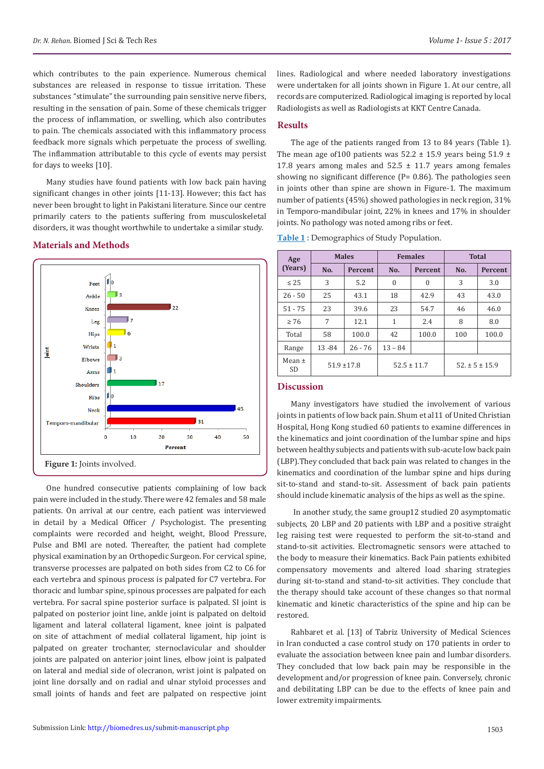which contributes to the pain experience. Numerous chemical substances are released in response to tissue irritation. These substances "stimulate" the surrounding pain sensitive nerve fibers, resulting in the sensation of pain. Some of these chemicals trigger the process of inflammation, or swelling, which also contributes to pain. The chemicals associated with this inflammatory process feedback more signals which perpetuate the process of swelling. The inflammation attributable to this cycle of events may persist for days to weeks [10].

Many studies have found patients with low back pain having significant changes in other joints [11-13]. However; this fact has never been brought to light in Pakistani literature. Since our centre primarily caters to the patients suffering from musculoskeletal disorders, it was thought worthwhile to undertake a similar study.

## Materials and Methods

**Figure 1:** Joints involved.

One hundred consecutive patients complaining of low back pain were included in the study. There were 42 females and 58 male patients. On arrival at our centre, each patient was interviewed in detail by a Medical Officer / Psychologist. The presenting complaints were recorded and height, weight, Blood Pressure, Pulse and BMI are noted. Thereafter, the patient had complete physical examination by an Orthopedic Surgeon. For cervical spine, transverse processes are palpated on both sides from C2 to C6 for each vertebra and spinous process is palpated for C7 vertebra. For thoracic and lumbar spine, spinous processes are palpated for each vertebra. For sacral spine posterior surface is palpated. SI joint is palpated on posterior joint line, ankle joint is palpated on deltoid ligament and lateral collateral ligament, knee joint is palpated on site of attachment of medial collateral ligament, hip joint is palpated on greater trochanter, sternoclavicular and shoulder joints are palpated on anterior joint lines, elbow joint is palpated on lateral and medial side of olecranon, wrist joint is palpated on joint line dorsally and on radial and ulnar styloid processes and small joints of hands and feet are palpated on respective joint lines. Radiological and where needed laboratory investigations were undertaken for all joints shown in Figure 1. At our centre, all records are computerized. Radiological imaging is reported by local Radiologists as well as Radiologists at KKT Centre Canada.

## Results

The age of the patients ranged from 13 to 84 years (Table 1). The mean age of100 patients was 52.2 ± 15.9 years being 51.9 ± 17.8 years among males and 52.5 ± 11.7 years among females showing no significant difference (P= 0.86). The pathologies seen in joints other than spine are shown in Figure-1. The maximum number of patients (45%) showed pathologies in neck region, 31% in Temporo-mandibular joint, 22% in knees and 17% in shoulder joints. No pathology was noted among ribs or feet.

**Table 1**: Demographics of Study Population.

| Age (Years) | Males | | Females | | Total | |
|---|---|---|---|---|---|---|
| | No. | Percent | No. | Percent | No. | Percent |
| ≤ 25 | 3 | 5.2 | 0 | 0 | 3 | 3.0 |
| 26 - 50 | 25 | 43.1 | 18 | 42.9 | 43 | 43.0 |
| 51 - 75 | 23 | 39.6 | 23 | 54.7 | 46 | 46.0 |
| ≥ 76 | 7 | 12.1 | 1 | 2.4 | 8 | 8.0 |
| Total | 58 | 100.0 | 42 | 100.0 | 100 | 100.0 |
| Range | 13 -84 | 26 - 76 | 13 – 84 | | | |
| Mean ± SD | 51.9 ±17.8 | | 52.5 ± 11.7 | | 52. ± 5 ± 15.9 | |

## Discussion

Many investigators have studied the involvement of various joints in patients of low back pain. Shum et al11 of United Christian Hospital, Hong Kong studied 60 patients to examine differences in the kinematics and joint coordination of the lumbar spine and hips between healthy subjects and patients with sub-acute low back pain (LBP).They concluded that back pain was related to changes in the kinematics and coordination of the lumbar spine and hips during sit-to-stand and stand-to-sit. Assessment of back pain patients should include kinematic analysis of the hips as well as the spine.

In another study, the same group12 studied 20 asymptomatic subjects, 20 LBP and 20 patients with LBP and a positive straight leg raising test were requested to perform the sit-to-stand and stand-to-sit activities. Electromagnetic sensors were attached to the body to measure their kinematics. Back Pain patients exhibited compensatory movements and altered load sharing strategies during sit-to-stand and stand-to-sit activities. They conclude that the therapy should take account of these changes so that normal kinematic and kinetic characteristics of the spine and hip can be restored.

Rahbaret et al. [13] of Tabriz University of Medical Sciences in Iran conducted a case control study on 170 patients in order to evaluate the association between knee pain and lumbar disorders. They concluded that low back pain may be responsible in the development and/or progression of knee pain. Conversely, chronic and debilitating LBP can be due to the effects of knee pain and lower extremity impairments.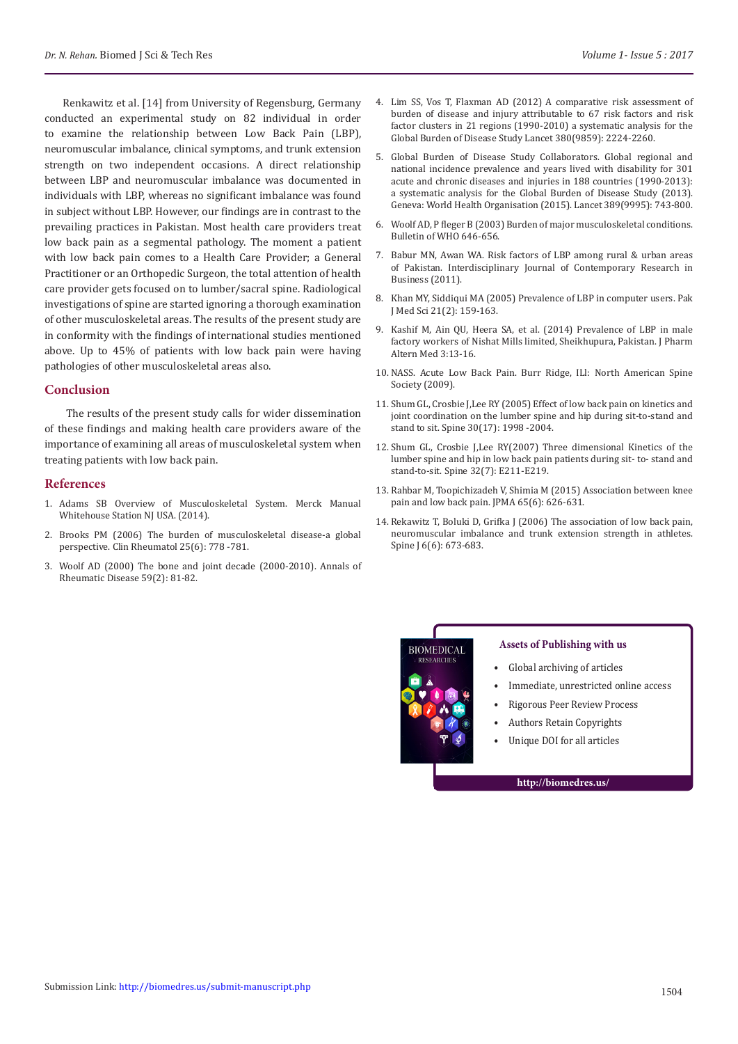Renkawitz et al. [14] from University of Regensburg, Germany conducted an experimental study on 82 individual in order to examine the relationship between Low Back Pain (LBP), neuromuscular imbalance, clinical symptoms, and trunk extension strength on two independent occasions. A direct relationship between LBP and neuromuscular imbalance was documented in individuals with LBP, whereas no significant imbalance was found in subject without LBP. However, our findings are in contrast to the prevailing practices in Pakistan. Most health care providers treat low back pain as a segmental pathology. The moment a patient with low back pain comes to a Health Care Provider; a General Practitioner or an Orthopedic Surgeon, the total attention of health care provider gets focused on to lumber/sacral spine. Radiological investigations of spine are started ignoring a thorough examination of other musculoskeletal areas. The results of the present study are in conformity with the findings of international studies mentioned above. Up to 45% of patients with low back pain were having pathologies of other musculoskeletal areas also.

## Conclusion

The results of the present study calls for wider dissemination of these findings and making health care providers aware of the importance of examining all areas of musculoskeletal system when treating patients with low back pain.

## References

1. Adams SB Overview of Musculoskeletal System. Merck Manual Whitehouse Station NJ USA. (2014).
2. Brooks PM (2006) The burden of musculoskeletal disease-a global perspective. Clin Rheumatol 25(6): 778 -781.
3. Woolf AD (2000) The bone and joint decade (2000-2010). Annals of Rheumatic Disease 59(2): 81-82.
4. Lim SS, Vos T, Flaxman AD (2012) A comparative risk assessment of burden of disease and injury attributable to 67 risk factors and risk factor clusters in 21 regions (1990-2010) a systematic analysis for the Global Burden of Disease Study Lancet 380(9859): 2224-2260.
5. Global Burden of Disease Study Collaborators. Global regional and national incidence prevalence and years lived with disability for 301 acute and chronic diseases and injuries in 188 countries (1990-2013): a systematic analysis for the Global Burden of Disease Study (2013). Geneva: World Health Organisation (2015). Lancet 389(9995): 743-800.
6. Woolf AD, P fleger B (2003) Burden of major musculoskeletal conditions. Bulletin of WHO 646-656.
7. Babur MN, Awan WA. Risk factors of LBP among rural & urban areas of Pakistan. Interdisciplinary Journal of Contemporary Research in Business (2011).
8. Khan MY, Siddiqui MA (2005) Prevalence of LBP in computer users. Pak J Med Sci 21(2): 159-163.
9. Kashif M, Ain QU, Heera SA, et al. (2014) Prevalence of LBP in male factory workers of Nishat Mills limited, Sheikhupura, Pakistan. J Pharm Altern Med 3:13-16.
10. NASS. Acute Low Back Pain. Burr Ridge, ILl: North American Spine Society (2009).
11. Shum GL, Crosbie J,Lee RY (2005) Effect of low back pain on kinetics and joint coordination on the lumber spine and hip during sit-to-stand and stand to sit. Spine 30(17): 1998 -2004.
12. Shum GL, Crosbie J,Lee RY(2007) Three dimensional Kinetics of the lumber spine and hip in low back pain patients during sit- to- stand and stand-to-sit. Spine 32(7): E211-E219.
13. Rahbar M, Toopichizadeh V, Shimia M (2015) Association between knee pain and low back pain. JPMA 65(6): 626-631.
14. Rekawitz T, Boluki D, Grifka J (2006) The association of low back pain, neuromuscular imbalance and trunk extension strength in athletes. Spine J 6(6): 673-683.

### Assets of Publishing with us

- Global archiving of articles
- Immediate, unrestricted online access
- Rigorous Peer Review Process
- Authors Retain Copyrights
- Unique DOI for all articles

http://biomedres.us/

Submission Link: http://biomedres.us/submit-manuscript.php